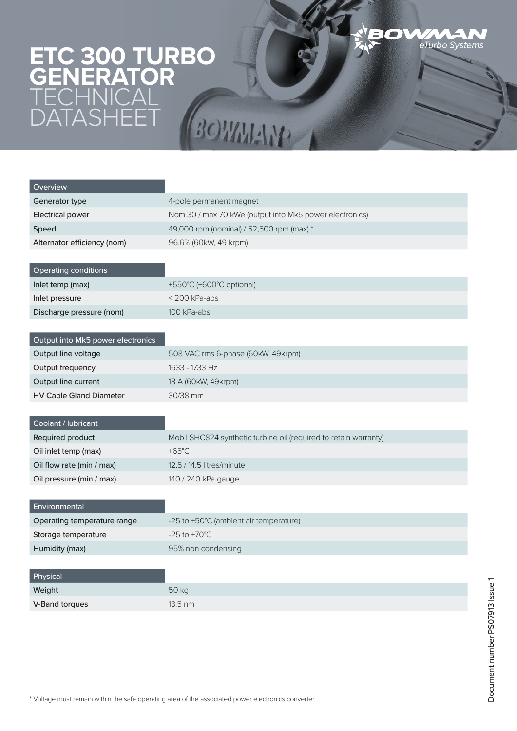# ETC 300 TURBO GENERATOR TECHNICAL DATASHEET

BOWMAN eTurbo Systems

| Overview | |
|---|---|
| Generator type | 4-pole permanent magnet |
| Electrical power | Nom 30 / max 70 kWe (output into Mk5 power electronics) |
| Speed | 49,000 rpm (nominal) / 52,500 rpm (max) * |
| Alternator efficiency (nom) | 96.6% (60kW, 49 krpm) |

| Operating conditions | |
|---|---|
| Inlet temp (max) | +550°C (+600°C optional) |
| Inlet pressure | < 200 kPa-abs |
| Discharge pressure (nom) | 100 kPa-abs |

| Output into Mk5 power electronics | |
|---|---|
| Output line voltage | 508 VAC rms 6-phase (60kW, 49krpm) |
| Output frequency | 1633 - 1733 Hz |
| Output line current | 18 A (60kW, 49krpm) |
| HV Cable Gland Diameter | 30/38 mm |

| Coolant / lubricant | |
|---|---|
| Required product | Mobil SHC824 synthetic turbine oil (required to retain warranty) |
| Oil inlet temp (max) | +65°C |
| Oil flow rate (min / max) | 12.5 / 14.5 litres/minute |
| Oil pressure (min / max) | 140 / 240 kPa gauge |

| Environmental | |
|---|---|
| Operating temperature range | -25 to +50°C (ambient air temperature) |
| Storage temperature | -25 to +70°C |
| Humidity (max) | 95% non condensing |

| Physical | |
|---|---|
| Weight | 50 kg |
| V-Band torques | 13.5 nm |

\* Voltage must remain within the safe operating area of the associated power electronics converter.

Document number PS07913 Issue 1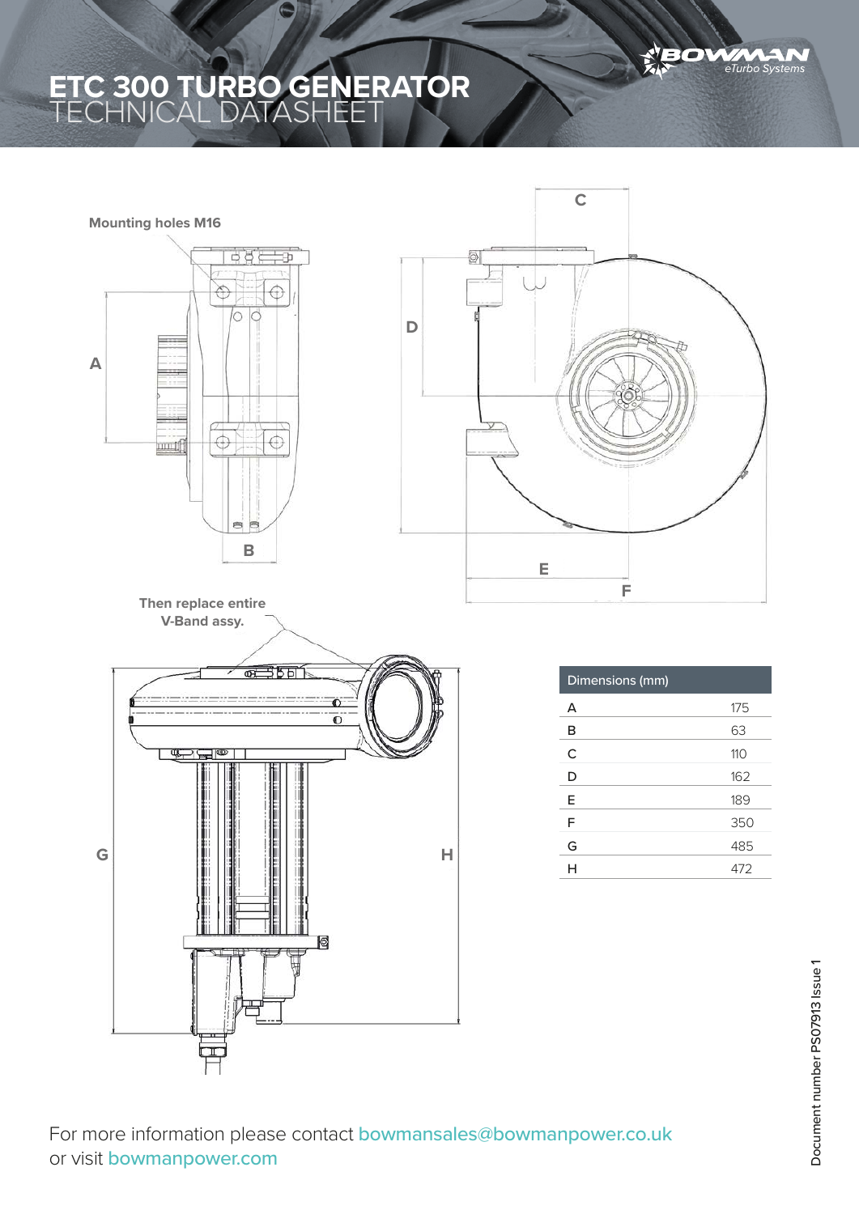# ETC 300 TURBO GENERATOR
## TECHNICAL DATASHEET

Mounting holes M16

Then replace entire V-Band assy.

A

B

C

D

E

F

G

H

| Dimensions (mm) | |
|---|---|
| A | 175 |
| B | 63 |
| C | 110 |
| D | 162 |
| E | 189 |
| F | 350 |
| G | 485 |
| H | 472 |

For more information please contact bowmansales@bowmanpower.co.uk or visit bowmanpower.com

Document number PS07913 Issue 1